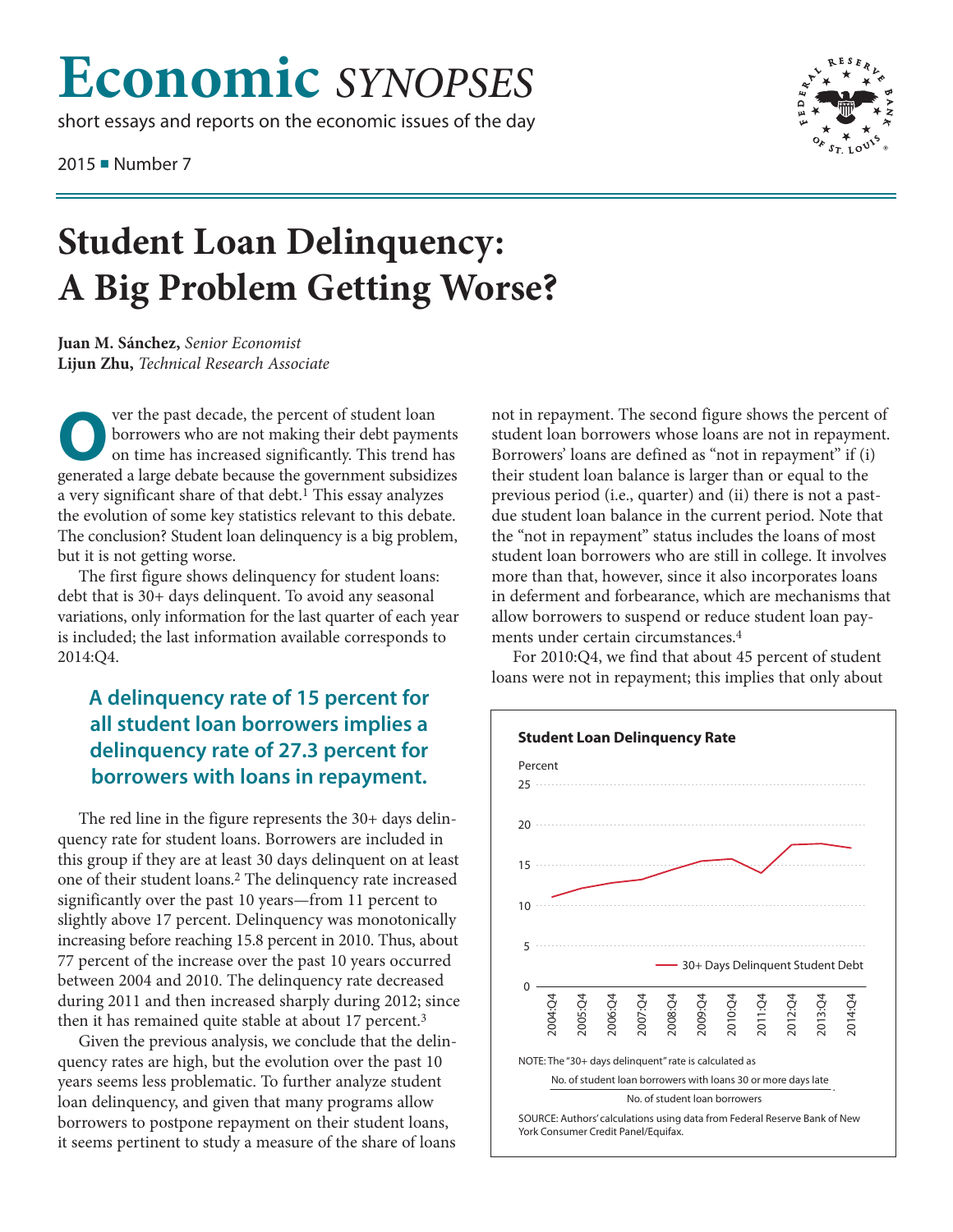# Economic *SYNOPSES*

short essays and reports on the economic issues of the day

2015 ■ Number 7

# Student Loan Delinquency: A Big Problem Getting Worse?

**Juan M. Sánchez,** *Senior Economist*
**Lijun Zhu,** *Technical Research Associate*

Over the past decade, the percent of student loan borrowers who are not making their debt payments on time has increased significantly. This trend has generated a large debate because the government subsidizes a very significant share of that debt.[1] This essay analyzes the evolution of some key statistics relevant to this debate. The conclusion? Student loan delinquency is a big problem, but it is not getting worse.

The first figure shows delinquency for student loans: debt that is 30+ days delinquent. To avoid any seasonal variations, only information for the last quarter of each year is included; the last information available corresponds to 2014:Q4.

> **A delinquency rate of 15 percent for all student loan borrowers implies a delinquency rate of 27.3 percent for borrowers with loans in repayment.**

The red line in the figure represents the 30+ days delinquency rate for student loans. Borrowers are included in this group if they are at least 30 days delinquent on at least one of their student loans.[2] The delinquency rate increased significantly over the past 10 years—from 11 percent to slightly above 17 percent. Delinquency was monotonically increasing before reaching 15.8 percent in 2010. Thus, about 77 percent of the increase over the past 10 years occurred between 2004 and 2010. The delinquency rate decreased during 2011 and then increased sharply during 2012; since then it has remained quite stable at about 17 percent.[3]

Given the previous analysis, we conclude that the delinquency rates are high, but the evolution over the past 10 years seems less problematic. To further analyze student loan delinquency, and given that many programs allow borrowers to postpone repayment on their student loans, it seems pertinent to study a measure of the share of loans not in repayment. The second figure shows the percent of student loan borrowers whose loans are not in repayment. Borrowers' loans are defined as "not in repayment" if (i) their student loan balance is larger than or equal to the previous period (i.e., quarter) and (ii) there is not a past-due student loan balance in the current period. Note that the "not in repayment" status includes the loans of most student loan borrowers who are still in college. It involves more than that, however, since it also incorporates loans in deferment and forbearance, which are mechanisms that allow borrowers to suspend or reduce student loan payments under certain circumstances.[4]

For 2010:Q4, we find that about 45 percent of student loans were not in repayment; this implies that only about

**Student Loan Delinquency Rate**

NOTE: The "30+ days delinquent" rate is calculated as

$$\frac{\text{No. of student loan borrowers with loans 30 or more days late}}{\text{No. of student loan borrowers}}.$$

SOURCE: Authors' calculations using data from Federal Reserve Bank of New York Consumer Credit Panel/Equifax.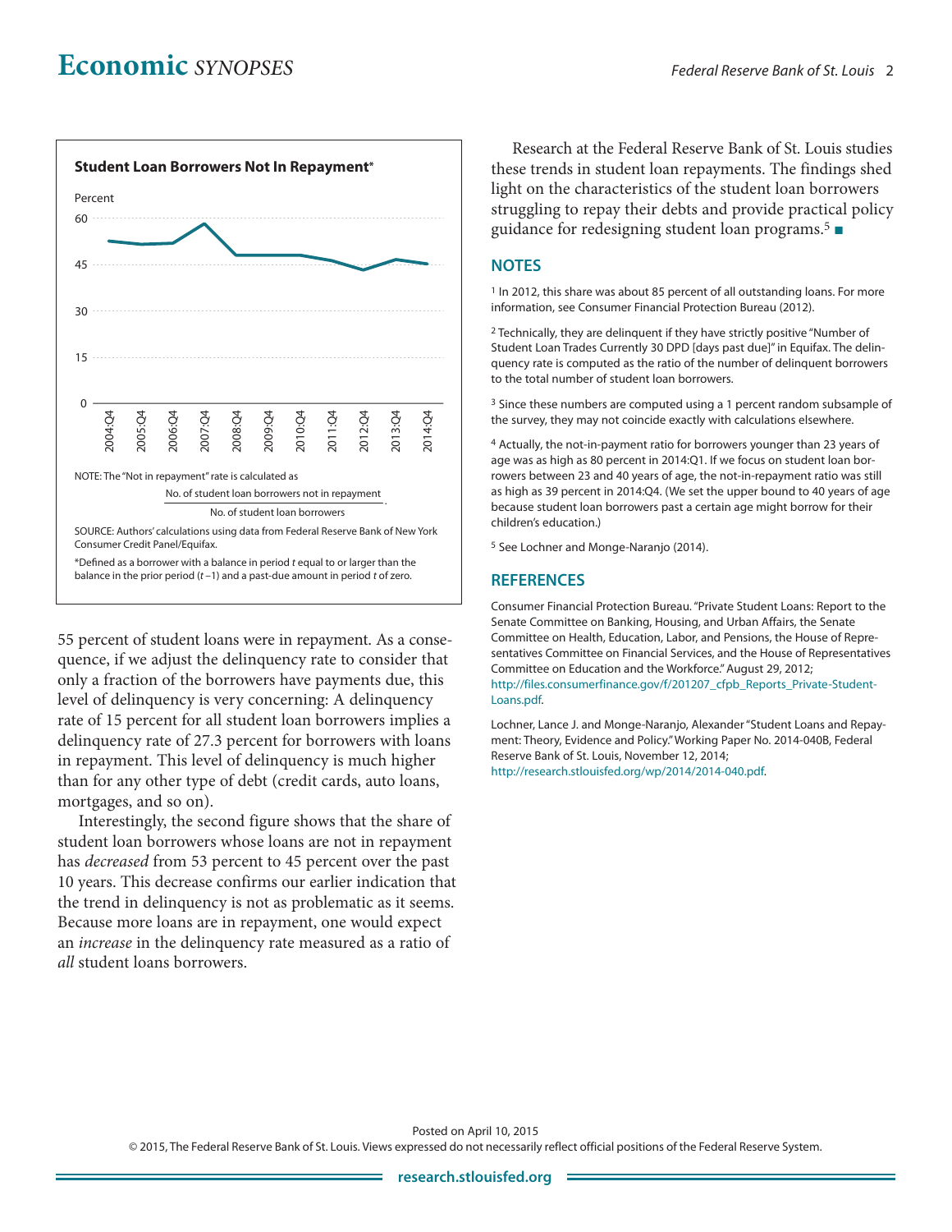**Student Loan Borrowers Not In Repayment***

Percent

60

45

30

15

0

2004:Q4 2005:Q4 2006:Q4 2007:Q4 2008:Q4 2009:Q4 2010:Q4 2011:Q4 2012:Q4 2013:Q4 2014:Q4

NOTE: The "Not in repayment" rate is calculated as

$$\frac{\text{No. of student loan borrowers not in repayment}}{\text{No. of student loan borrowers}}.$$

SOURCE: Authors' calculations using data from Federal Reserve Bank of New York Consumer Credit Panel/Equifax.

*Defined as a borrower with a balance in period $t$ equal to or larger than the balance in the prior period ($t$ –1) and a past-due amount in period $t$ of zero.

55 percent of student loans were in repayment. As a consequence, if we adjust the delinquency rate to consider that only a fraction of the borrowers have payments due, this level of delinquency is very concerning: A delinquency rate of 15 percent for all student loan borrowers implies a delinquency rate of 27.3 percent for borrowers with loans in repayment. This level of delinquency is much higher than for any other type of debt (credit cards, auto loans, mortgages, and so on).

Interestingly, the second figure shows that the share of student loan borrowers whose loans are not in repayment has *decreased* from 53 percent to 45 percent over the past 10 years. This decrease confirms our earlier indication that the trend in delinquency is not as problematic as it seems. Because more loans are in repayment, one would expect an *increase* in the delinquency rate measured as a ratio of *all* student loans borrowers.

Research at the Federal Reserve Bank of St. Louis studies these trends in student loan repayments. The findings shed light on the characteristics of the student loan borrowers struggling to repay their debts and provide practical policy guidance for redesigning student loan programs.[5] ■

## NOTES

[1] In 2012, this share was about 85 percent of all outstanding loans. For more information, see Consumer Financial Protection Bureau (2012).

[2] Technically, they are delinquent if they have strictly positive "Number of Student Loan Trades Currently 30 DPD [days past due]" in Equifax. The delinquency rate is computed as the ratio of the number of delinquent borrowers to the total number of student loan borrowers.

[3] Since these numbers are computed using a 1 percent random subsample of the survey, they may not coincide exactly with calculations elsewhere.

[4] Actually, the not-in-payment ratio for borrowers younger than 23 years of age was as high as 80 percent in 2014:Q1. If we focus on student loan borrowers between 23 and 40 years of age, the not-in-repayment ratio was still as high as 39 percent in 2014:Q4. (We set the upper bound to 40 years of age because student loan borrowers past a certain age might borrow for their children's education.)

[5] See Lochner and Monge-Naranjo (2014).

## REFERENCES

Consumer Financial Protection Bureau. "Private Student Loans: Report to the Senate Committee on Banking, Housing, and Urban Affairs, the Senate Committee on Health, Education, Labor, and Pensions, the House of Representatives Committee on Financial Services, and the House of Representatives Committee on Education and the Workforce." August 29, 2012; http://files.consumerfinance.gov/f/201207_cfpb_Reports_Private-Student-Loans.pdf.

Lochner, Lance J. and Monge-Naranjo, Alexander "Student Loans and Repayment: Theory, Evidence and Policy." Working Paper No. 2014-040B, Federal Reserve Bank of St. Louis, November 12, 2014; http://research.stlouisfed.org/wp/2014/2014-040.pdf.

Posted on April 10, 2015

© 2015, The Federal Reserve Bank of St. Louis. Views expressed do not necessarily reflect official positions of the Federal Reserve System.